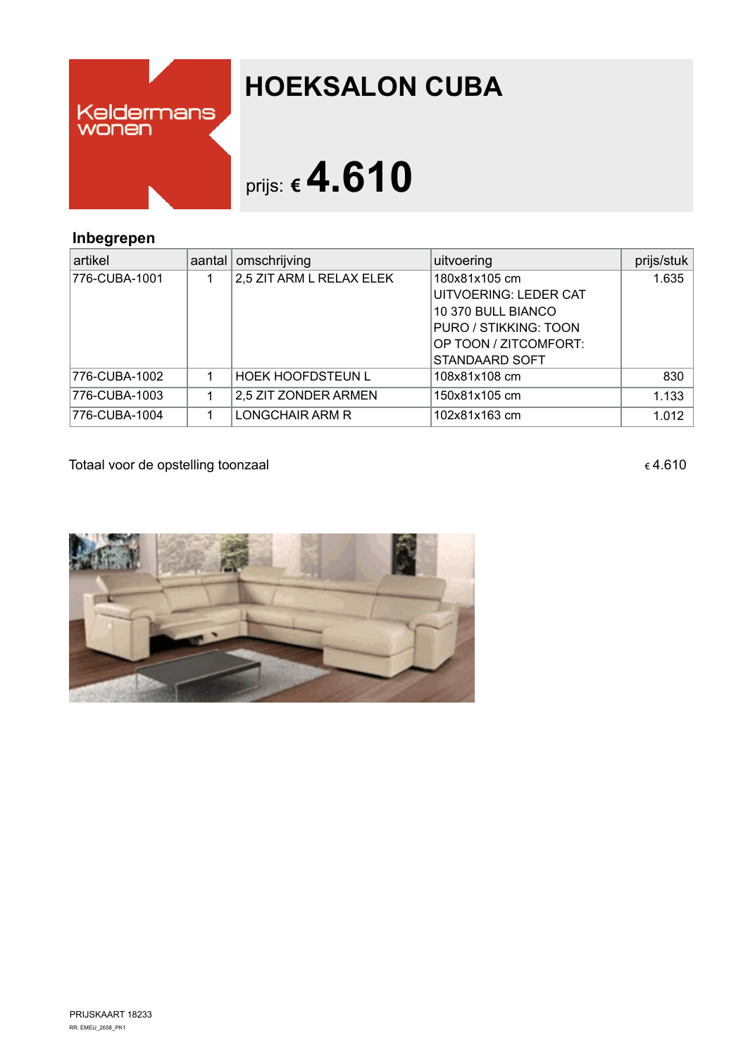Keldermans wonen

# HOEKSALON CUBA

prijs: € **4.610**

## Inbegrepen

| artikel | aantal | omschrijving | uitvoering | prijs/stuk |
|---|---|---|---|---|
| 776-CUBA-1001 | 1 | 2,5 ZIT ARM L RELAX ELEK | 180x81x105 cm UITVOERING: LEDER CAT 10 370 BULL BIANCO PURO / STIKKING: TOON OP TOON / ZITCOMFORT: STANDAARD SOFT | 1.635 |
| 776-CUBA-1002 | 1 | HOEK HOOFDSTEUN L | 108x81x108 cm | 830 |
| 776-CUBA-1003 | 1 | 2,5 ZIT ZONDER ARMEN | 150x81x105 cm | 1.133 |
| 776-CUBA-1004 | 1 | LONGCHAIR ARM R | 102x81x163 cm | 1.012 |

Totaal voor de opstelling toonzaal € 4.610

PRIJSKAART 18233

RR: EMEU_2658_PK1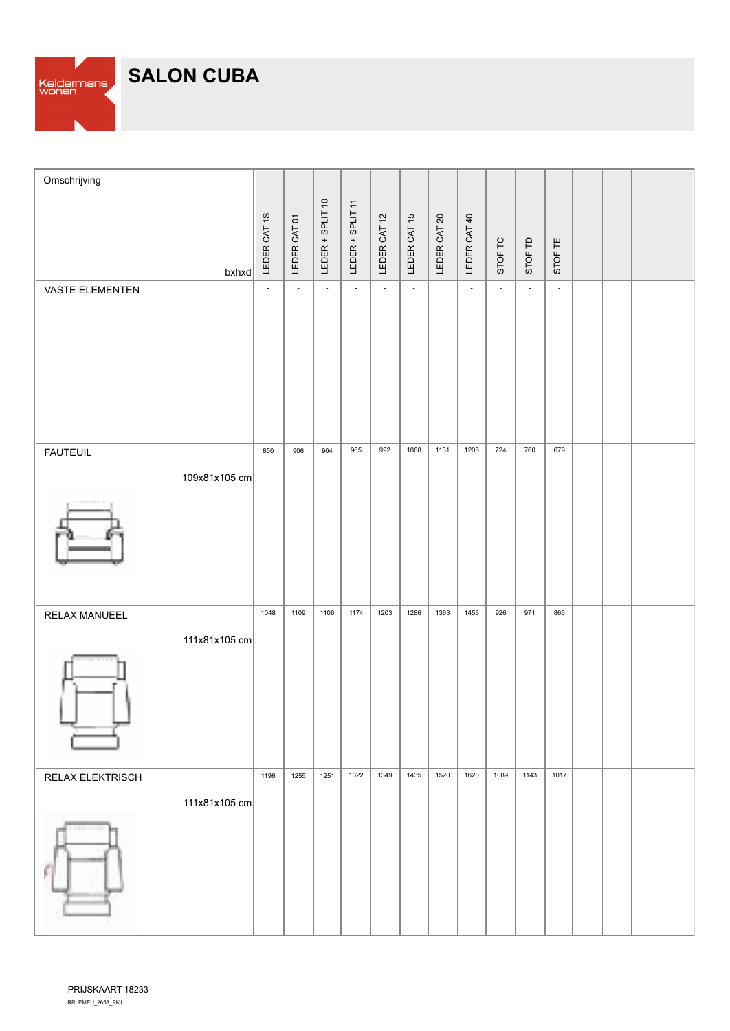# SALON CUBA

| Omschrijving | bxhxd | LEDER CAT 1S | LEDER CAT 01 | LEDER + SPLIT 10 | LEDER + SPLIT 11 | LEDER CAT 12 | LEDER CAT 15 | LEDER CAT 20 | LEDER CAT 40 | STOF TC | STOF TD | STOF TE | | | | |
|---|---|---|---|---|---|---|---|---|---|---|---|---|---|---|---|---|
| VASTE ELEMENTEN | | - | - | - | - | - | - | | - | - | - | - | | | | |
| FAUTEUIL | 109x81x105 cm | 850 | 906 | 904 | 965 | 992 | 1068 | 1131 | 1206 | 724 | 760 | 679 | | | | |
| RELAX MANUEEL | 111x81x105 cm | 1048 | 1109 | 1106 | 1174 | 1203 | 1286 | 1363 | 1453 | 926 | 971 | 866 | | | | |
| RELAX ELEKTRISCH | 111x81x105 cm | 1196 | 1255 | 1251 | 1322 | 1349 | 1435 | 1520 | 1620 | 1089 | 1143 | 1017 | | | | |

PRIJSKAART 18233

RR: EMEU_2658_PK1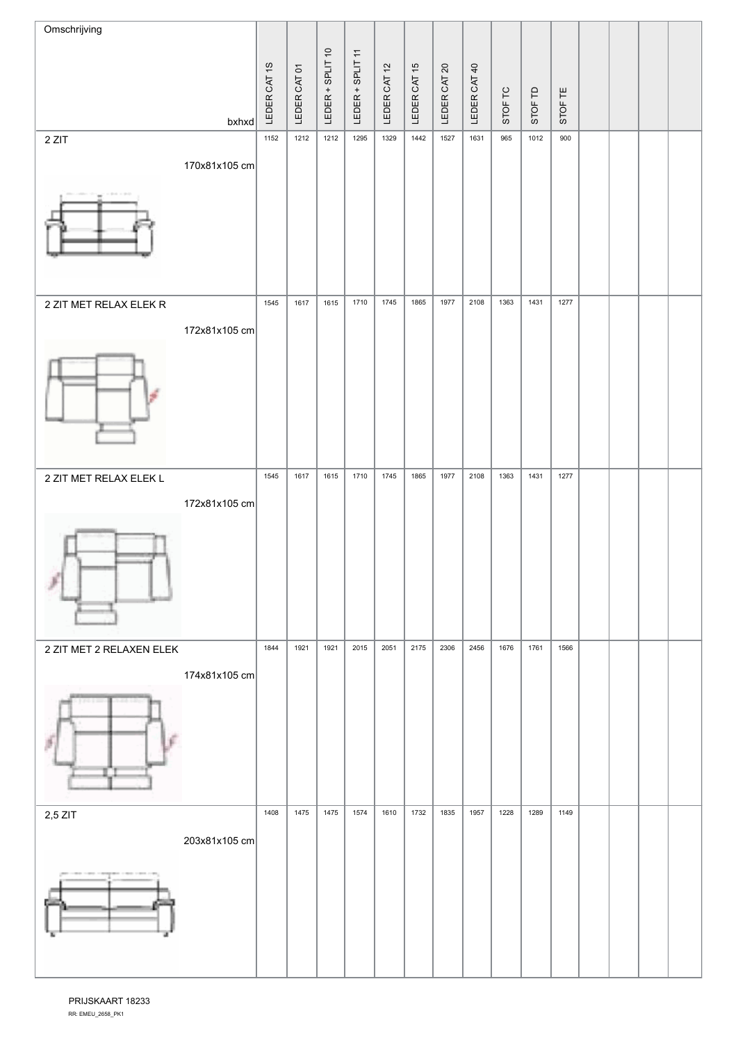| Omschrijving bxhxd | LEDER CAT 1S | LEDER CAT 01 | LEDER + SPLIT 10 | LEDER + SPLIT 11 | LEDER CAT 12 | LEDER CAT 15 | LEDER CAT 20 | LEDER CAT 40 | STOF TC | STOF TD | STOF TE | | | | |
|---|---|---|---|---|---|---|---|---|---|---|---|---|---|---|---|
| 2 ZIT 170x81x105 cm | 1152 | 1212 | 1212 | 1295 | 1329 | 1442 | 1527 | 1631 | 965 | 1012 | 900 | | | | |
| 2 ZIT MET RELAX ELEK R 172x81x105 cm | 1545 | 1617 | 1615 | 1710 | 1745 | 1865 | 1977 | 2108 | 1363 | 1431 | 1277 | | | | |
| 2 ZIT MET RELAX ELEK L 172x81x105 cm | 1545 | 1617 | 1615 | 1710 | 1745 | 1865 | 1977 | 2108 | 1363 | 1431 | 1277 | | | | |
| 2 ZIT MET 2 RELAXEN ELEK 174x81x105 cm | 1844 | 1921 | 1921 | 2015 | 2051 | 2175 | 2306 | 2456 | 1676 | 1761 | 1566 | | | | |
| 2,5 ZIT 203x81x105 cm | 1408 | 1475 | 1475 | 1574 | 1610 | 1732 | 1835 | 1957 | 1228 | 1289 | 1149 | | | | |

PRIJSKAART 18233

RR: EMEU_2658_PK1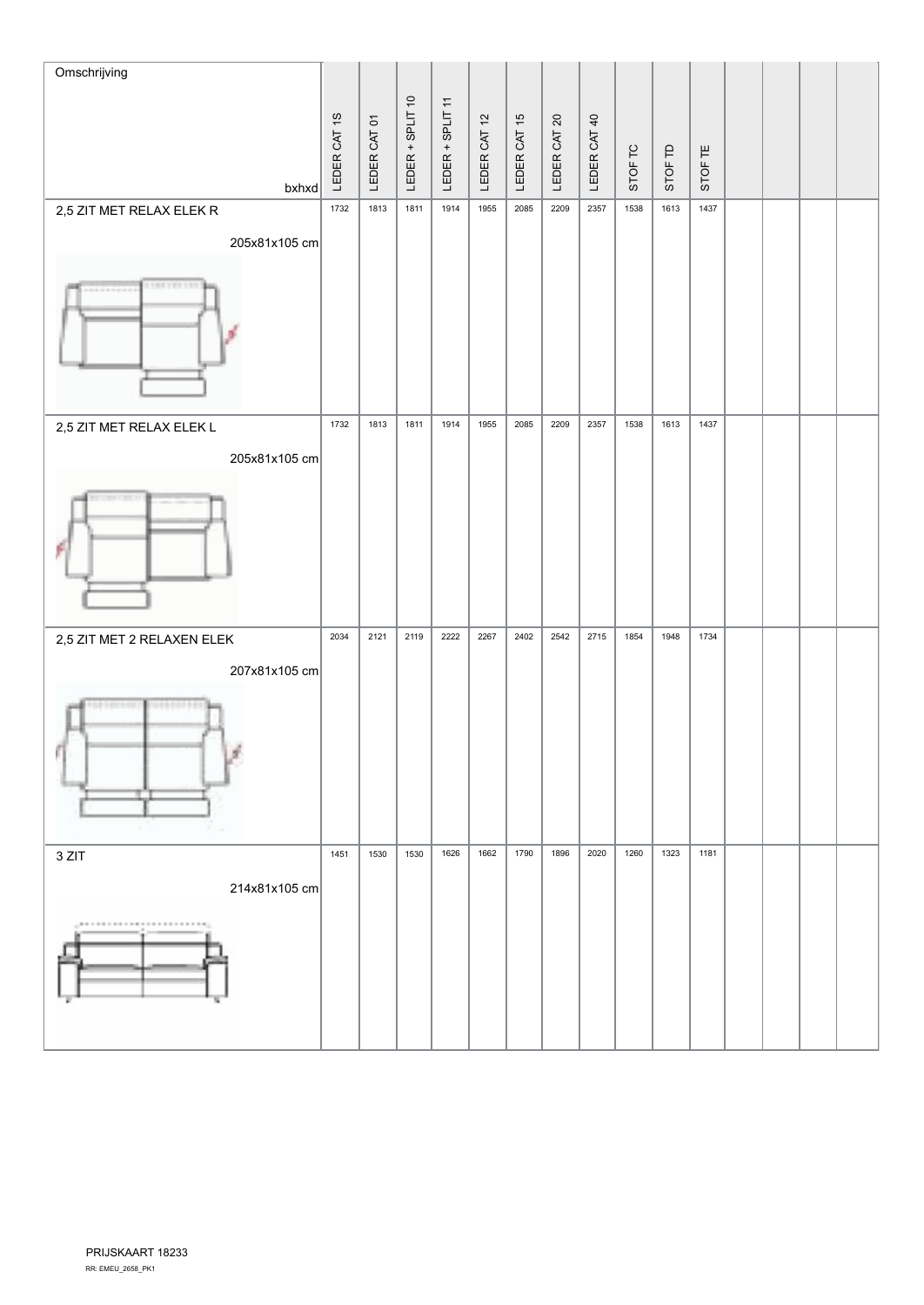| Omschrijving bxhxd | LEDER CAT 1S | LEDER CAT 01 | LEDER + SPLIT 10 | LEDER + SPLIT 11 | LEDER CAT 12 | LEDER CAT 15 | LEDER CAT 20 | LEDER CAT 40 | STOF TC | STOF TD | STOF TE | | | | |
|---|---|---|---|---|---|---|---|---|---|---|---|---|---|---|---|
| 2,5 ZIT MET RELAX ELEK R 205x81x105 cm | 1732 | 1813 | 1811 | 1914 | 1955 | 2085 | 2209 | 2357 | 1538 | 1613 | 1437 | | | | |
| 2,5 ZIT MET RELAX ELEK L 205x81x105 cm | 1732 | 1813 | 1811 | 1914 | 1955 | 2085 | 2209 | 2357 | 1538 | 1613 | 1437 | | | | |
| 2,5 ZIT MET 2 RELAXEN ELEK 207x81x105 cm | 2034 | 2121 | 2119 | 2222 | 2267 | 2402 | 2542 | 2715 | 1854 | 1948 | 1734 | | | | |
| 3 ZIT 214x81x105 cm | 1451 | 1530 | 1530 | 1626 | 1662 | 1790 | 1896 | 2020 | 1260 | 1323 | 1181 | | | | |

PRIJSKAART 18233

RR: EMEU_2658_PK1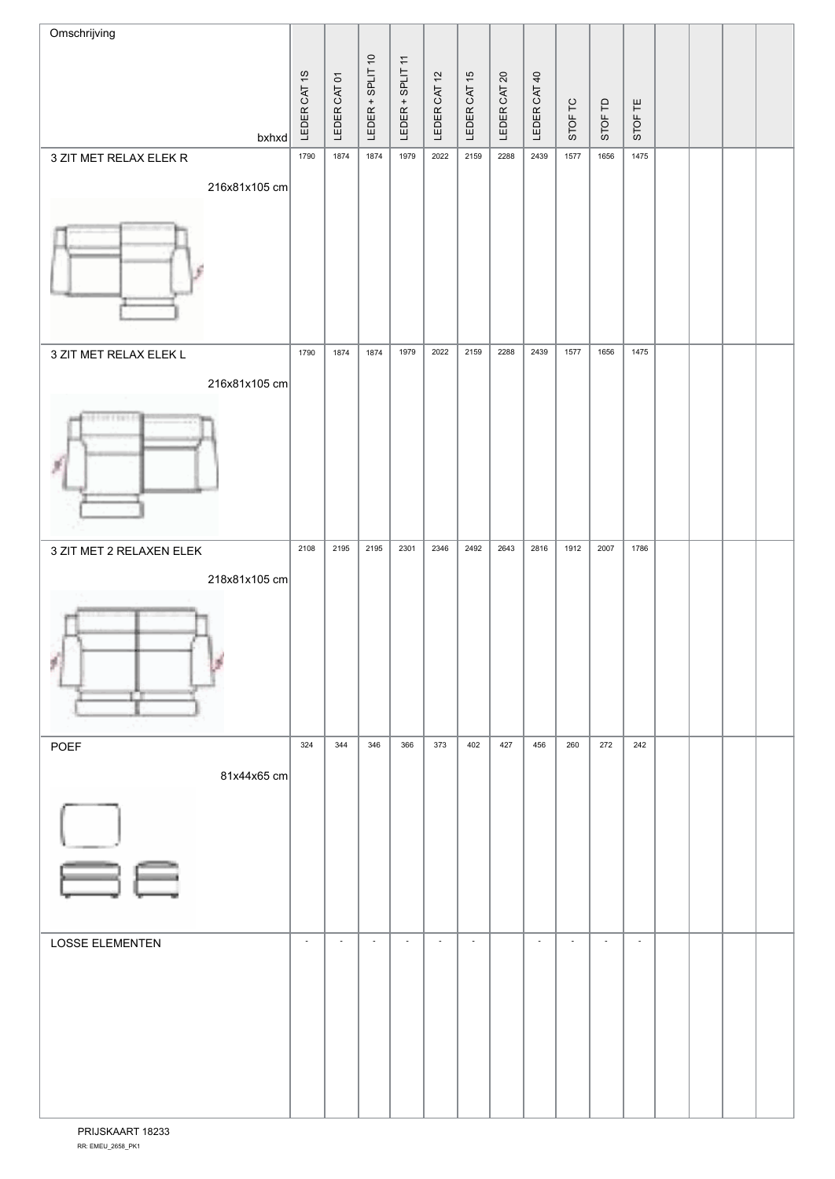| Omschrijving bxhxd | LEDER CAT 1S | LEDER CAT 01 | LEDER + SPLIT 10 | LEDER + SPLIT 11 | LEDER CAT 12 | LEDER CAT 15 | LEDER CAT 20 | LEDER CAT 40 | STOF TC | STOF TD | STOF TE | | | | |
|---|---|---|---|---|---|---|---|---|---|---|---|---|---|---|---|
| 3 ZIT MET RELAX ELEK R 216x81x105 cm | 1790 | 1874 | 1874 | 1979 | 2022 | 2159 | 2288 | 2439 | 1577 | 1656 | 1475 | | | | |
| 3 ZIT MET RELAX ELEK L 216x81x105 cm | 1790 | 1874 | 1874 | 1979 | 2022 | 2159 | 2288 | 2439 | 1577 | 1656 | 1475 | | | | |
| 3 ZIT MET 2 RELAXEN ELEK 218x81x105 cm | 2108 | 2195 | 2195 | 2301 | 2346 | 2492 | 2643 | 2816 | 1912 | 2007 | 1786 | | | | |
| POEF 81x44x65 cm | 324 | 344 | 346 | 366 | 373 | 402 | 427 | 456 | 260 | 272 | 242 | | | | |
| LOSSE ELEMENTEN | - | - | - | - | - | - | | - | - | - | - | | | | |

PRIJSKAART 18233
RR: EMEU_2658_PK1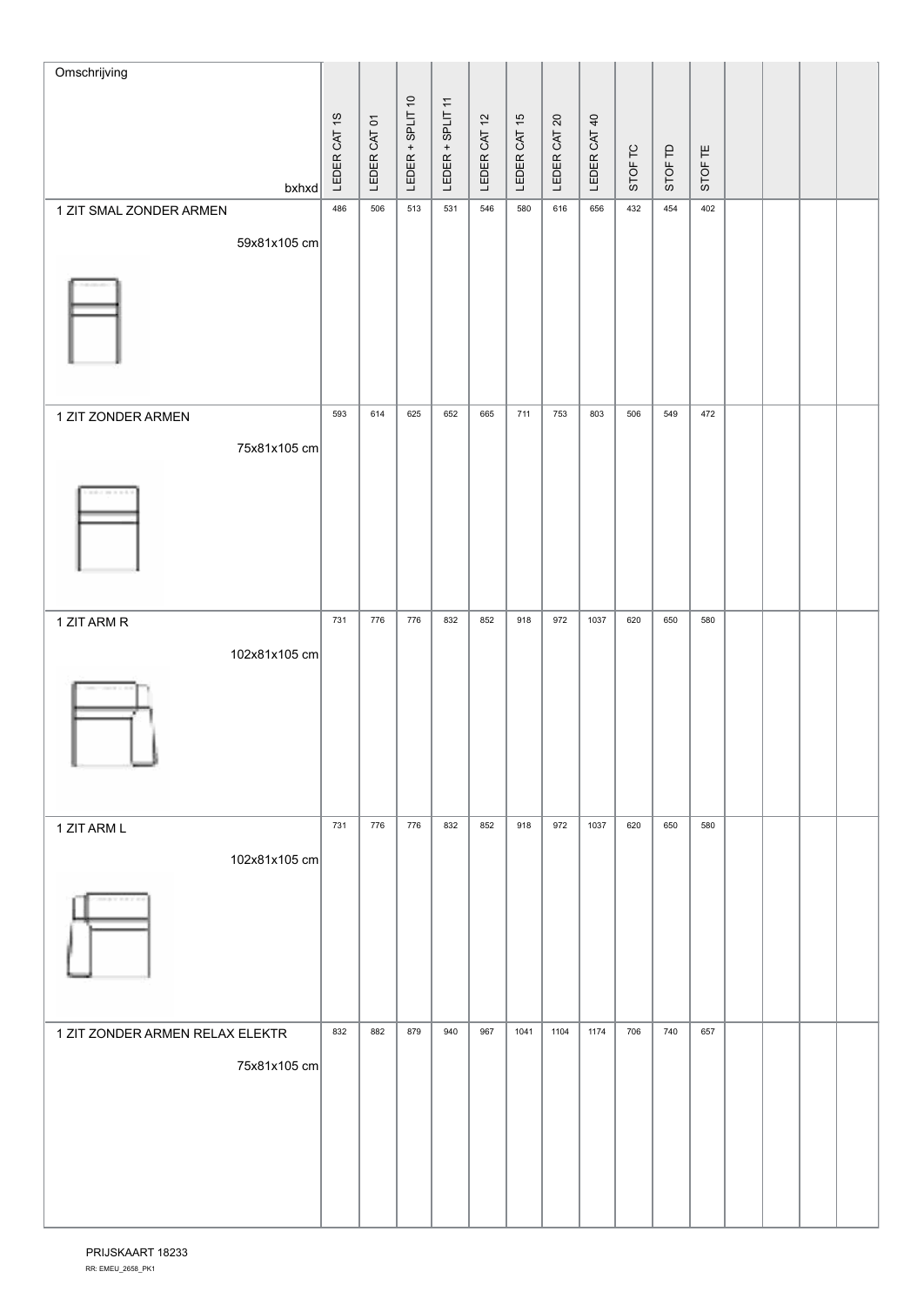| Omschrijving bxhxd | LEDER CAT 1S | LEDER CAT 01 | LEDER + SPLIT 10 | LEDER + SPLIT 11 | LEDER CAT 12 | LEDER CAT 15 | LEDER CAT 20 | LEDER CAT 40 | STOF TC | STOF TD | STOF TE | | | | |
|---|---|---|---|---|---|---|---|---|---|---|---|---|---|---|---|
| 1 ZIT SMAL ZONDER ARMEN 59x81x105 cm | 486 | 506 | 513 | 531 | 546 | 580 | 616 | 656 | 432 | 454 | 402 | | | | |
| 1 ZIT ZONDER ARMEN 75x81x105 cm | 593 | 614 | 625 | 652 | 665 | 711 | 753 | 803 | 506 | 549 | 472 | | | | |
| 1 ZIT ARM R 102x81x105 cm | 731 | 776 | 776 | 832 | 852 | 918 | 972 | 1037 | 620 | 650 | 580 | | | | |
| 1 ZIT ARM L 102x81x105 cm | 731 | 776 | 776 | 832 | 852 | 918 | 972 | 1037 | 620 | 650 | 580 | | | | |
| 1 ZIT ZONDER ARMEN RELAX ELEKTR 75x81x105 cm | 832 | 882 | 879 | 940 | 967 | 1041 | 1104 | 1174 | 706 | 740 | 657 | | | | |

PRIJSKAART 18233
RR: EMEU_2658_PK1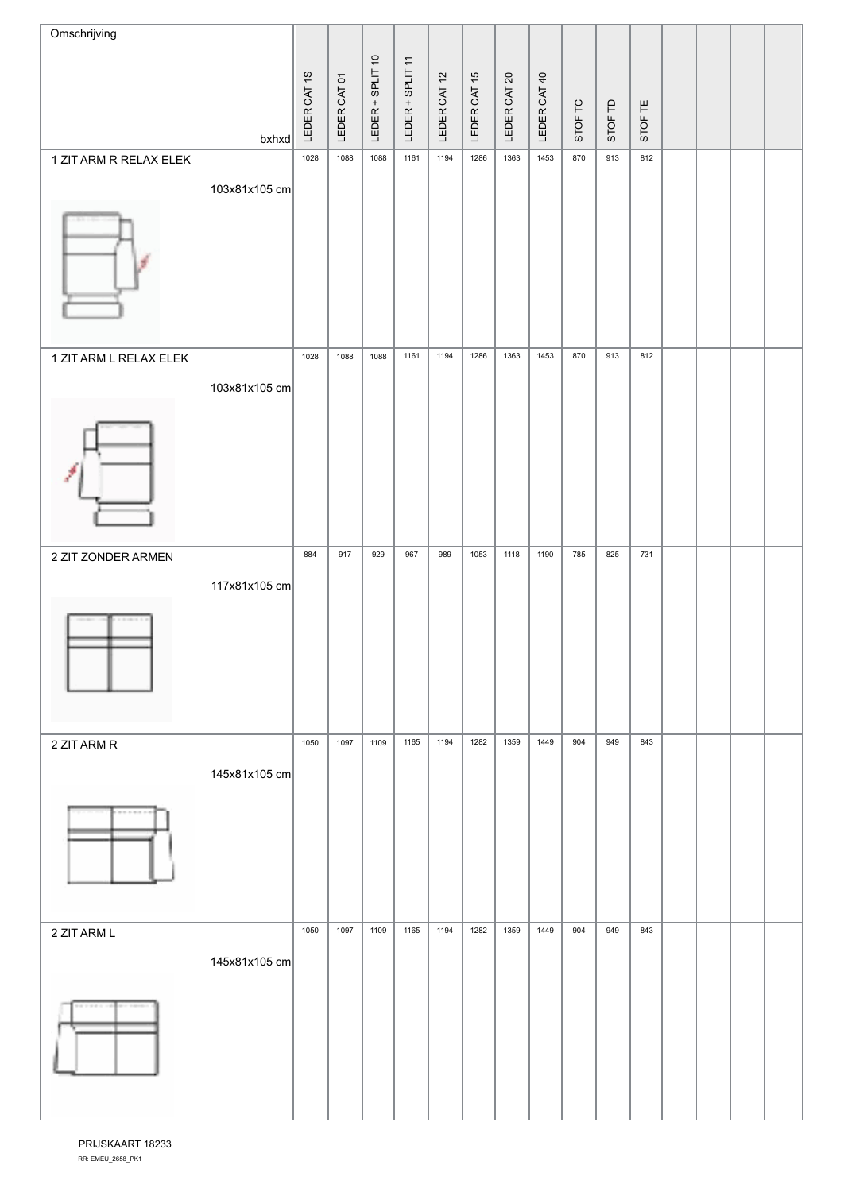| Omschrijving | bxhxd | LEDER CAT 1S | LEDER CAT 01 | LEDER + SPLIT 10 | LEDER + SPLIT 11 | LEDER CAT 12 | LEDER CAT 15 | LEDER CAT 20 | LEDER CAT 40 | STOF TC | STOF TD | STOF TE | | | | |
|---|---|---|---|---|---|---|---|---|---|---|---|---|---|---|---|---|
| 1 ZIT ARM R RELAX ELEK | 103x81x105 cm | 1028 | 1088 | 1088 | 1161 | 1194 | 1286 | 1363 | 1453 | 870 | 913 | 812 | | | | |
| 1 ZIT ARM L RELAX ELEK | 103x81x105 cm | 1028 | 1088 | 1088 | 1161 | 1194 | 1286 | 1363 | 1453 | 870 | 913 | 812 | | | | |
| 2 ZIT ZONDER ARMEN | 117x81x105 cm | 884 | 917 | 929 | 967 | 989 | 1053 | 1118 | 1190 | 785 | 825 | 731 | | | | |
| 2 ZIT ARM R | 145x81x105 cm | 1050 | 1097 | 1109 | 1165 | 1194 | 1282 | 1359 | 1449 | 904 | 949 | 843 | | | | |
| 2 ZIT ARM L | 145x81x105 cm | 1050 | 1097 | 1109 | 1165 | 1194 | 1282 | 1359 | 1449 | 904 | 949 | 843 | | | | |

PRIJSKAART 18233

RR: EMEU_2658_PK1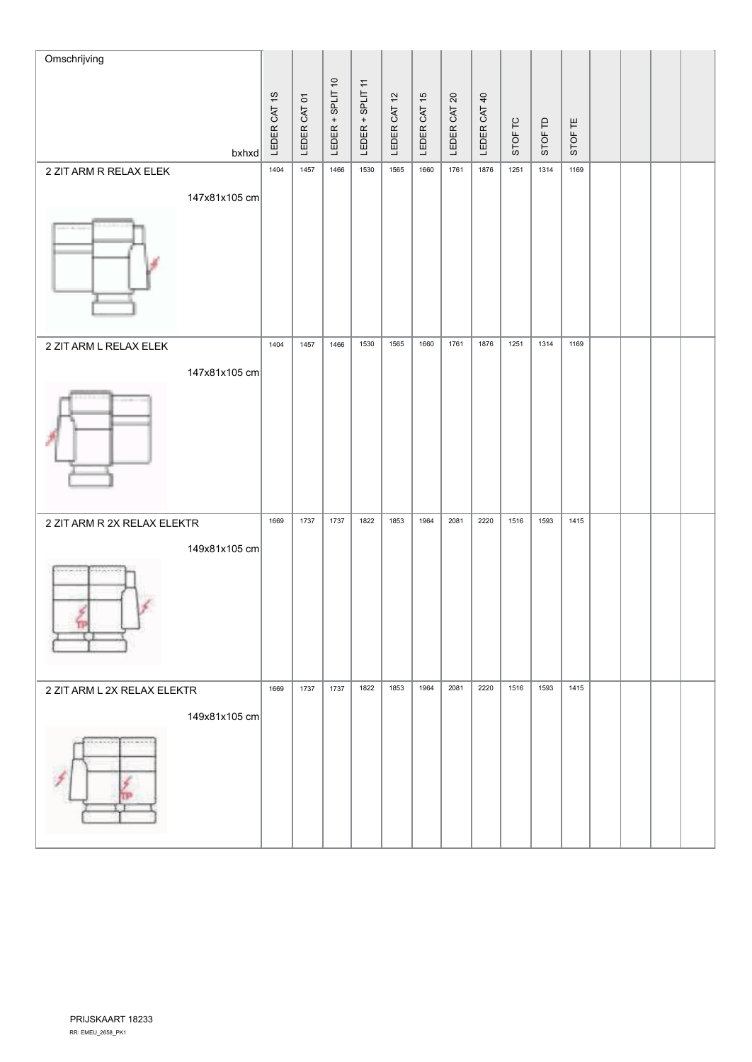| Omschrijving bxhxd | LEDER CAT 1S | LEDER CAT 01 | LEDER + SPLIT 10 | LEDER + SPLIT 11 | LEDER CAT 12 | LEDER CAT 15 | LEDER CAT 20 | LEDER CAT 40 | STOF TC | STOF TD | STOF TE | | | | |
|---|---|---|---|---|---|---|---|---|---|---|---|---|---|---|---|
| 2 ZIT ARM R RELAX ELEK 147x81x105 cm | 1404 | 1457 | 1466 | 1530 | 1565 | 1660 | 1761 | 1876 | 1251 | 1314 | 1169 | | | | |
| 2 ZIT ARM L RELAX ELEK 147x81x105 cm | 1404 | 1457 | 1466 | 1530 | 1565 | 1660 | 1761 | 1876 | 1251 | 1314 | 1169 | | | | |
| 2 ZIT ARM R 2X RELAX ELEKTR 149x81x105 cm | 1669 | 1737 | 1737 | 1822 | 1853 | 1964 | 2081 | 2220 | 1516 | 1593 | 1415 | | | | |
| 2 ZIT ARM L 2X RELAX ELEKTR 149x81x105 cm | 1669 | 1737 | 1737 | 1822 | 1853 | 1964 | 2081 | 2220 | 1516 | 1593 | 1415 | | | | |

PRIJSKAART 18233

RR: EMEU_2658_PK1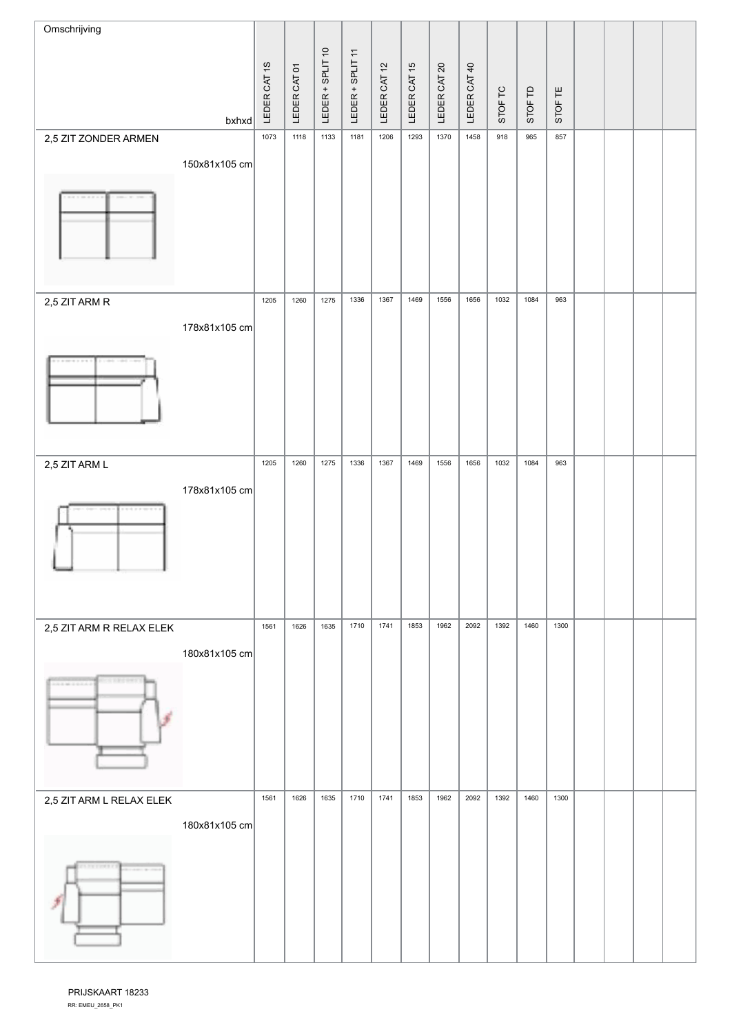| Omschrijving | bxhxd | LEDER CAT 1S | LEDER CAT 01 | LEDER + SPLIT 10 | LEDER + SPLIT 11 | LEDER CAT 12 | LEDER CAT 15 | LEDER CAT 20 | LEDER CAT 40 | STOF TC | STOF TD | STOF TE | | | | |
|---|---|---|---|---|---|---|---|---|---|---|---|---|---|---|---|---|
| 2,5 ZIT ZONDER ARMEN | 150x81x105 cm | 1073 | 1118 | 1133 | 1181 | 1206 | 1293 | 1370 | 1458 | 918 | 965 | 857 | | | | |
| 2,5 ZIT ARM R | 178x81x105 cm | 1205 | 1260 | 1275 | 1336 | 1367 | 1469 | 1556 | 1656 | 1032 | 1084 | 963 | | | | |
| 2,5 ZIT ARM L | 178x81x105 cm | 1205 | 1260 | 1275 | 1336 | 1367 | 1469 | 1556 | 1656 | 1032 | 1084 | 963 | | | | |
| 2,5 ZIT ARM R RELAX ELEK | 180x81x105 cm | 1561 | 1626 | 1635 | 1710 | 1741 | 1853 | 1962 | 2092 | 1392 | 1460 | 1300 | | | | |
| 2,5 ZIT ARM L RELAX ELEK | 180x81x105 cm | 1561 | 1626 | 1635 | 1710 | 1741 | 1853 | 1962 | 2092 | 1392 | 1460 | 1300 | | | | |

PRIJSKAART 18233
RR: EMEU_2658_PK1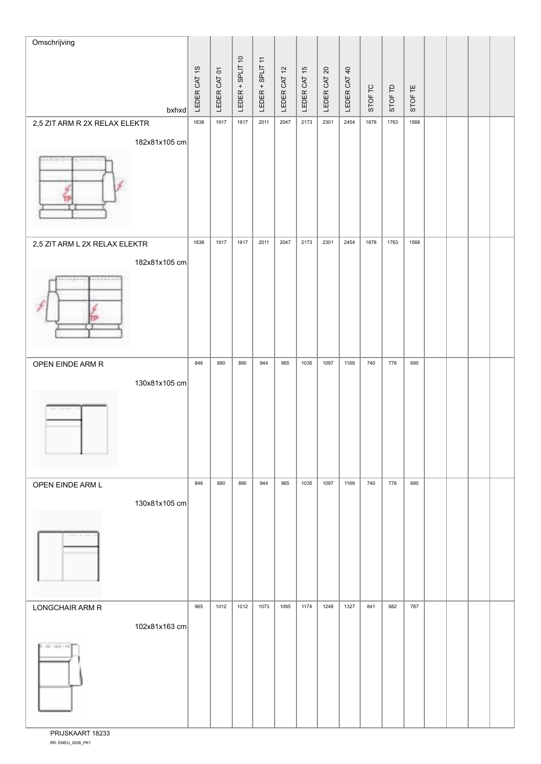| Omschrijving bxhxd | LEDER CAT 1S | LEDER CAT 01 | LEDER + SPLIT 10 | LEDER + SPLIT 11 | LEDER CAT 12 | LEDER CAT 15 | LEDER CAT 20 | LEDER CAT 40 | STOF TC | STOF TD | STOF TE | | | | |
|---|---|---|---|---|---|---|---|---|---|---|---|---|---|---|---|
| 2,5 ZIT ARM R 2X RELAX ELEKTR 182x81x105 cm | 1838 | 1917 | 1917 | 2011 | 2047 | 2173 | 2301 | 2454 | 1678 | 1763 | 1568 | | | | |
| 2,5 ZIT ARM L 2X RELAX ELEKTR 182x81x105 cm | 1838 | 1917 | 1917 | 2011 | 2047 | 2173 | 2301 | 2454 | 1678 | 1763 | 1568 | | | | |
| OPEN EINDE ARM R 130x81x105 cm | 846 | 890 | 890 | 944 | 965 | 1035 | 1097 | 1169 | 740 | 776 | 690 | | | | |
| OPEN EINDE ARM L 130x81x105 cm | 846 | 890 | 890 | 944 | 965 | 1035 | 1097 | 1169 | 740 | 776 | 690 | | | | |
| LONGCHAIR ARM R 102x81x163 cm | 965 | 1012 | 1012 | 1073 | 1095 | 1174 | 1248 | 1327 | 841 | 882 | 787 | | | | |

PRIJSKAART 18233

RR: EMEU_2658_PK1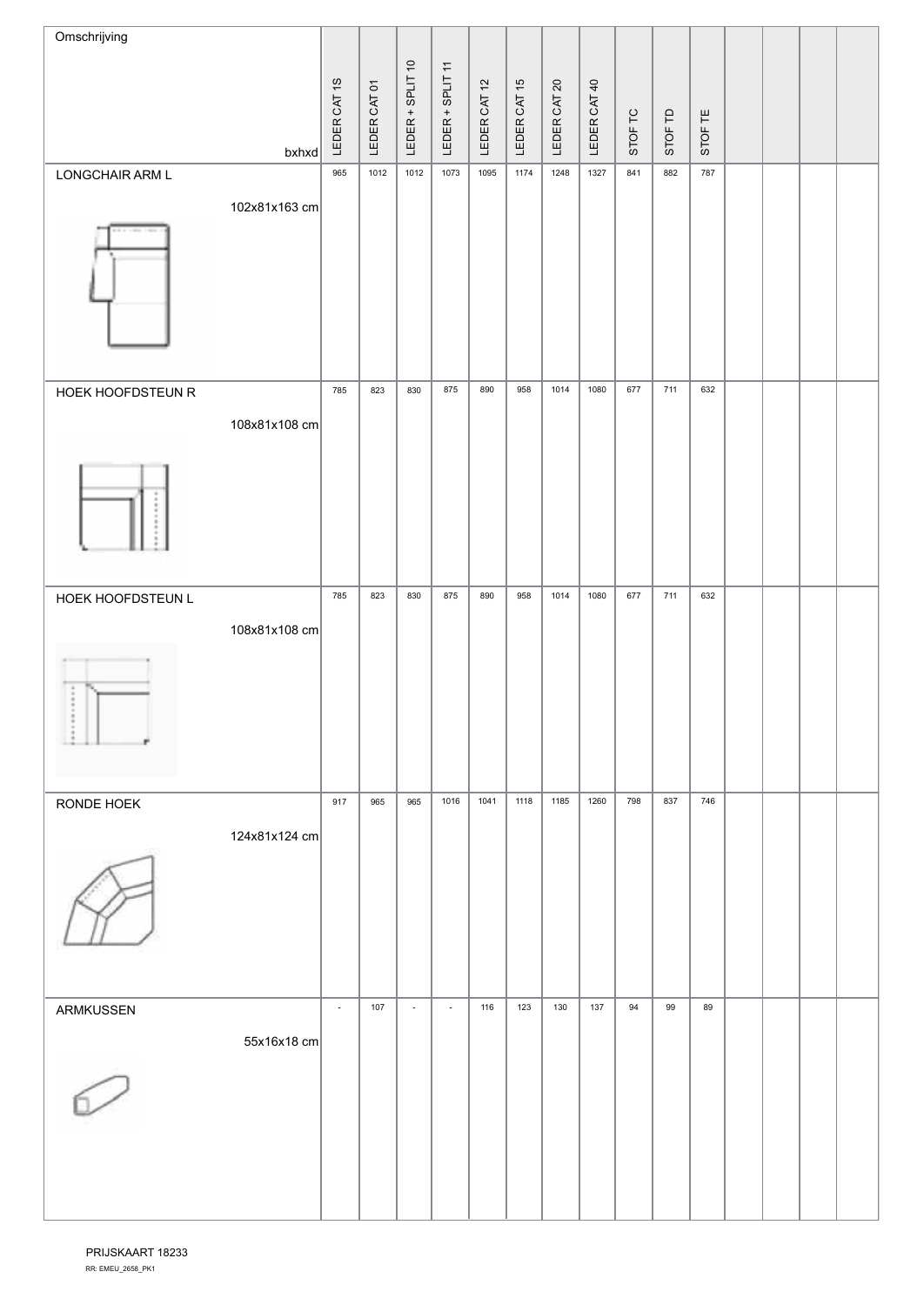| Omschrijving bxhxd | LEDER CAT 1S | LEDER CAT 01 | LEDER + SPLIT 10 | LEDER + SPLIT 11 | LEDER CAT 12 | LEDER CAT 15 | LEDER CAT 20 | LEDER CAT 40 | STOF TC | STOF TD | STOF TE | | | | |
|---|---|---|---|---|---|---|---|---|---|---|---|---|---|---|---|
| LONGCHAIR ARM L 102x81x163 cm | 965 | 1012 | 1012 | 1073 | 1095 | 1174 | 1248 | 1327 | 841 | 882 | 787 | | | | |
| HOEK HOOFDSTEUN R 108x81x108 cm | 785 | 823 | 830 | 875 | 890 | 958 | 1014 | 1080 | 677 | 711 | 632 | | | | |
| HOEK HOOFDSTEUN L 108x81x108 cm | 785 | 823 | 830 | 875 | 890 | 958 | 1014 | 1080 | 677 | 711 | 632 | | | | |
| RONDE HOEK 124x81x124 cm | 917 | 965 | 965 | 1016 | 1041 | 1118 | 1185 | 1260 | 798 | 837 | 746 | | | | |
| ARMKUSSEN 55x16x18 cm | - | 107 | - | - | 116 | 123 | 130 | 137 | 94 | 99 | 89 | | | | |

PRIJSKAART 18233
RR: EMEU_2658_PK1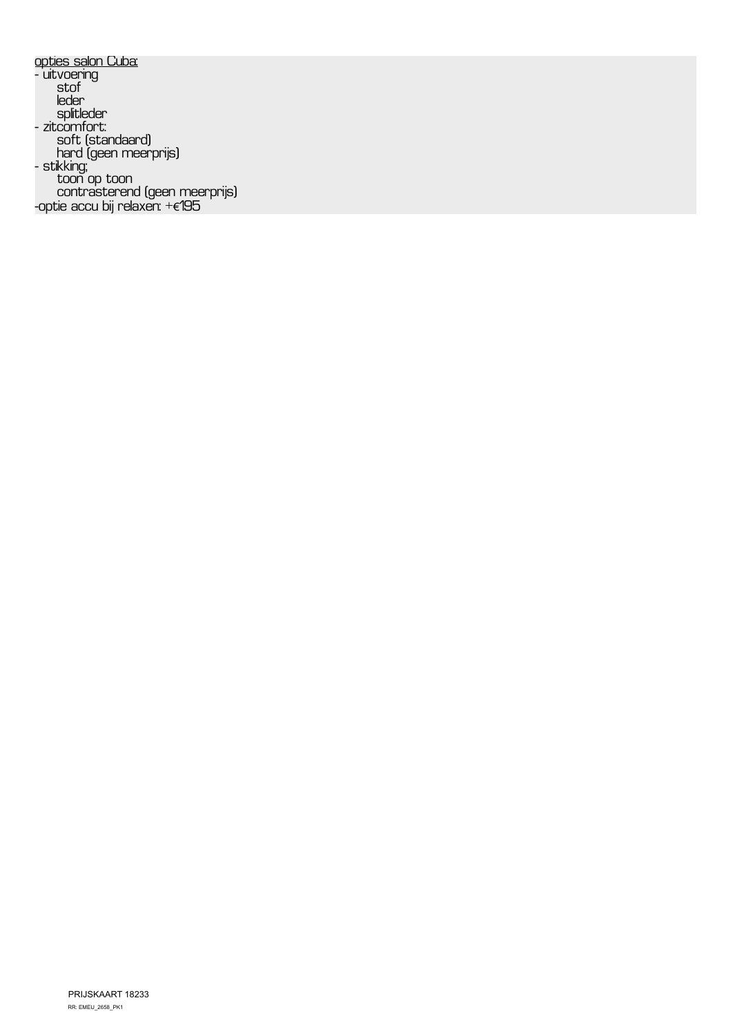<u>opties salon Cuba:</u>

- uitvoering
  - stof
  - leder
  - splitleder
- zitcomfort:
  - soft (standaard)
  - hard (geen meerprijs)
- stikking;
  - toon op toon
  - contrasterend (geen meerprijs)

-optie accu bij relaxen: +€195

PRIJSKAART 18233

RR: EMEU_2658_PK1